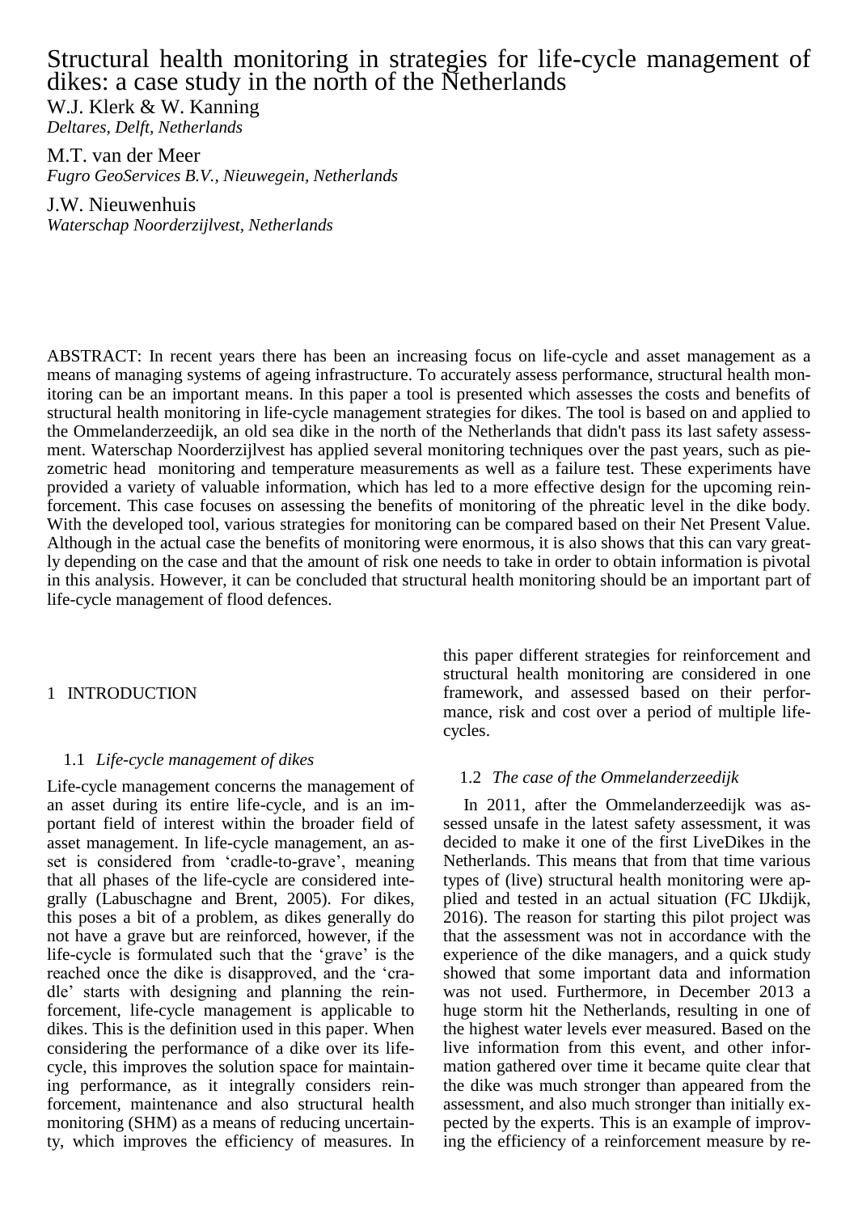# Structural health monitoring in strategies for life-cycle management of dikes: a case study in the north of the Netherlands

W.J. Klerk & W. Kanning
*Deltares, Delft, Netherlands*

M.T. van der Meer
*Fugro GeoServices B.V., Nieuwegein, Netherlands*

J.W. Nieuwenhuis
*Waterschap Noorderzijlvest, Netherlands*

ABSTRACT: In recent years there has been an increasing focus on life-cycle and asset management as a means of managing systems of ageing infrastructure. To accurately assess performance, structural health monitoring can be an important means. In this paper a tool is presented which assesses the costs and benefits of structural health monitoring in life-cycle management strategies for dikes. The tool is based on and applied to the Ommelanderzeedijk, an old sea dike in the north of the Netherlands that didn't pass its last safety assessment. Waterschap Noorderzijlvest has applied several monitoring techniques over the past years, such as piezometric head monitoring and temperature measurements as well as a failure test. These experiments have provided a variety of valuable information, which has led to a more effective design for the upcoming reinforcement. This case focuses on assessing the benefits of monitoring of the phreatic level in the dike body. With the developed tool, various strategies for monitoring can be compared based on their Net Present Value. Although in the actual case the benefits of monitoring were enormous, it is also shows that this can vary greatly depending on the case and that the amount of risk one needs to take in order to obtain information is pivotal in this analysis. However, it can be concluded that structural health monitoring should be an important part of life-cycle management of flood defences.

## 1 INTRODUCTION

### 1.1 *Life-cycle management of dikes*

Life-cycle management concerns the management of an asset during its entire life-cycle, and is an important field of interest within the broader field of asset management. In life-cycle management, an asset is considered from 'cradle-to-grave', meaning that all phases of the life-cycle are considered integrally (Labuschagne and Brent, 2005). For dikes, this poses a bit of a problem, as dikes generally do not have a grave but are reinforced, however, if the life-cycle is formulated such that the 'grave' is the reached once the dike is disapproved, and the 'cradle' starts with designing and planning the reinforcement, life-cycle management is applicable to dikes. This is the definition used in this paper. When considering the performance of a dike over its life-cycle, this improves the solution space for maintaining performance, as it integrally considers reinforcement, maintenance and also structural health monitoring (SHM) as a means of reducing uncertainty, which improves the efficiency of measures. In this paper different strategies for reinforcement and structural health monitoring are considered in one framework, and assessed based on their performance, risk and cost over a period of multiple life-cycles.

### 1.2 *The case of the Ommelanderzeedijk*

In 2011, after the Ommelanderzeedijk was assessed unsafe in the latest safety assessment, it was decided to make it one of the first LiveDikes in the Netherlands. This means that from that time various types of (live) structural health monitoring were applied and tested in an actual situation (FC IJkdijk, 2016). The reason for starting this pilot project was that the assessment was not in accordance with the experience of the dike managers, and a quick study showed that some important data and information was not used. Furthermore, in December 2013 a huge storm hit the Netherlands, resulting in one of the highest water levels ever measured. Based on the live information from this event, and other information gathered over time it became quite clear that the dike was much stronger than appeared from the assessment, and also much stronger than initially expected by the experts. This is an example of improving the efficiency of a reinforcement measure by re-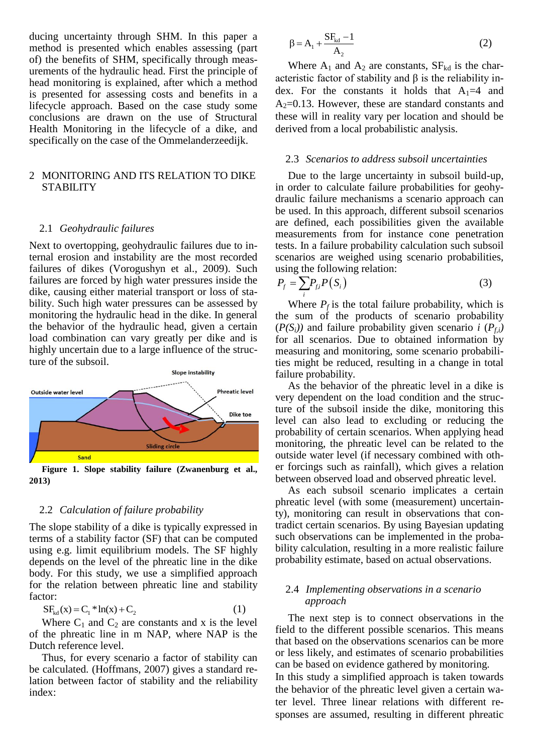ducing uncertainty through SHM. In this paper a method is presented which enables assessing (part of) the benefits of SHM, specifically through measurements of the hydraulic head. First the principle of head monitoring is explained, after which a method is presented for assessing costs and benefits in a lifecycle approach. Based on the case study some conclusions are drawn on the use of Structural Health Monitoring in the lifecycle of a dike, and specifically on the case of the Ommelanderzeedijk.

## 2 MONITORING AND ITS RELATION TO DIKE STABILITY

### 2.1 *Geohydraulic failures*

Next to overtopping, geohydraulic failures due to internal erosion and instability are the most recorded failures of dikes (Vorogushyn et al., 2009). Such failures are forced by high water pressures inside the dike, causing either material transport or loss of stability. Such high water pressures can be assessed by monitoring the hydraulic head in the dike. In general the behavior of the hydraulic head, given a certain load combination can vary greatly per dike and is highly uncertain due to a large influence of the structure of the subsoil.

**Figure 1. Slope stability failure (Zwanenburg et al., 2013)**

### 2.2 *Calculation of failure probability*

The slope stability of a dike is typically expressed in terms of a stability factor (SF) that can be computed using e.g. limit equilibrium models. The SF highly depends on the level of the phreatic line in the dike body. For this study, we use a simplified approach for the relation between phreatic line and stability factor:

$$SF_{kd}(x) = C_1 * \ln(x) + C_2 \tag{1}$$

Where $C_1$ and $C_2$ are constants and x is the level of the phreatic line in m NAP, where NAP is the Dutch reference level.

Thus, for every scenario a factor of stability can be calculated. (Hoffmans, 2007) gives a standard relation between factor of stability and the reliability index:

$$\beta = A_1 + \frac{SF_{kd} - 1}{A_2} \tag{2}$$

Where $A_1$ and $A_2$ are constants, $SF_{kd}$ is the characteristic factor of stability and β is the reliability index. For the constants it holds that $A_1$=4 and $A_2$=0.13. However, these are standard constants and these will in reality vary per location and should be derived from a local probabilistic analysis.

### 2.3 *Scenarios to address subsoil uncertainties*

Due to the large uncertainty in subsoil build-up, in order to calculate failure probabilities for geohydraulic failure mechanisms a scenario approach can be used. In this approach, different subsoil scenarios are defined, each possibilities given the available measurements from for instance cone penetration tests. In a failure probability calculation such subsoil scenarios are weighed using scenario probabilities, using the following relation:

$$P_f = \sum_i P_{f,i} P(S_i) \tag{3}$$

Where $P_f$ is the total failure probability, which is the sum of the products of scenario probability ($P(S_i)$) and failure probability given scenario *i* ($P_{f,i}$) for all scenarios. Due to obtained information by measuring and monitoring, some scenario probabilities might be reduced, resulting in a change in total failure probability.

As the behavior of the phreatic level in a dike is very dependent on the load condition and the structure of the subsoil inside the dike, monitoring this level can also lead to excluding or reducing the probability of certain scenarios. When applying head monitoring, the phreatic level can be related to the outside water level (if necessary combined with other forcings such as rainfall), which gives a relation between observed load and observed phreatic level.

As each subsoil scenario implicates a certain phreatic level (with some (measurement) uncertainty), monitoring can result in observations that contradict certain scenarios. By using Bayesian updating such observations can be implemented in the probability calculation, resulting in a more realistic failure probability estimate, based on actual observations.

### 2.4 *Implementing observations in a scenario approach*

The next step is to connect observations in the field to the different possible scenarios. This means that based on the observations scenarios can be more or less likely, and estimates of scenario probabilities can be based on evidence gathered by monitoring.

In this study a simplified approach is taken towards the behavior of the phreatic level given a certain water level. Three linear relations with different responses are assumed, resulting in different phreatic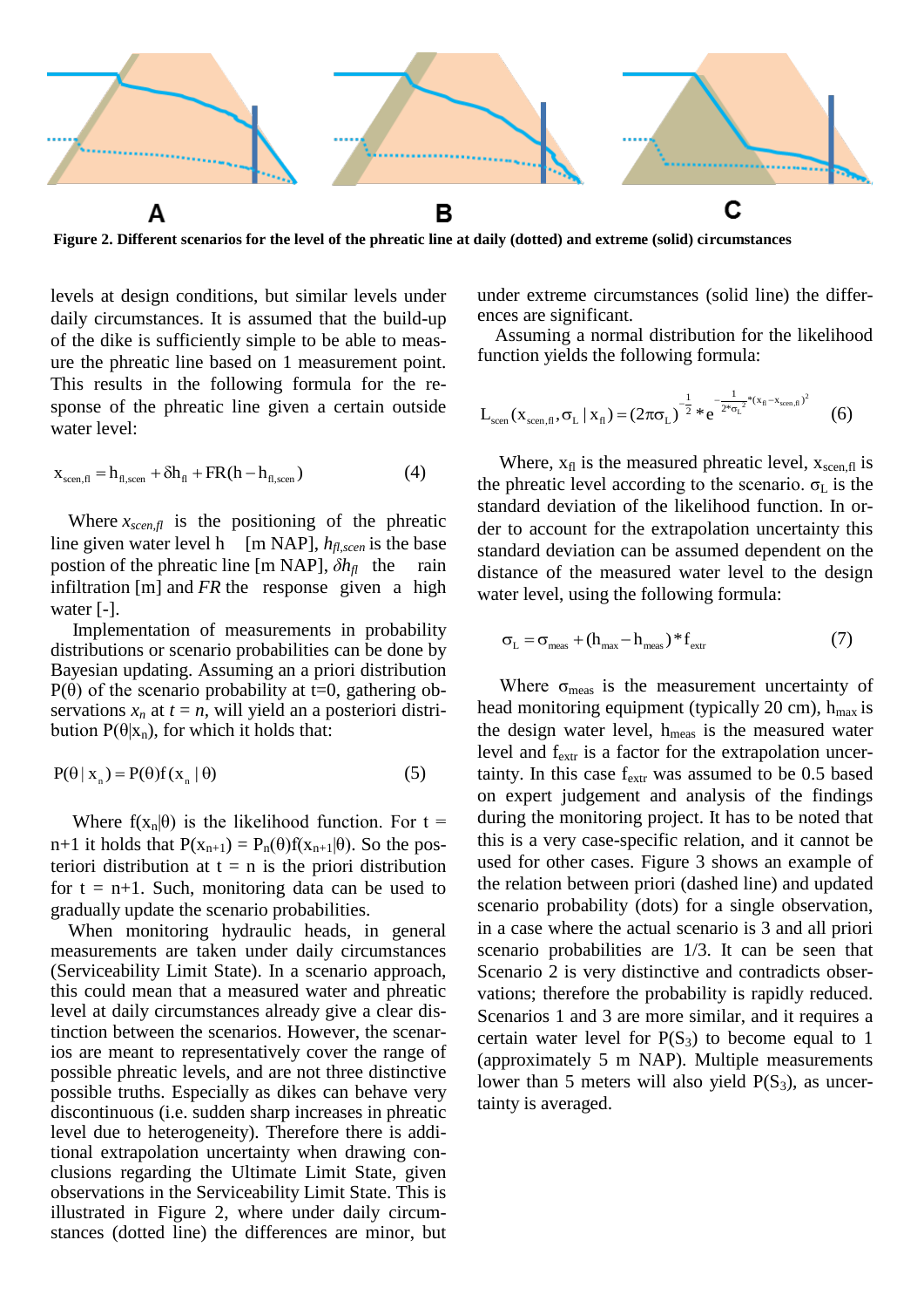**Figure 2. Different scenarios for the level of the phreatic line at daily (dotted) and extreme (solid) circumstances**

levels at design conditions, but similar levels under daily circumstances. It is assumed that the build-up of the dike is sufficiently simple to be able to measure the phreatic line based on 1 measurement point. This results in the following formula for the response of the phreatic line given a certain outside water level:

$$x_{scen,fl} = h_{fl,scen} + \delta h_{fl} + FR(h - h_{fl,scen}) \tag{4}$$

Where $x_{scen,fl}$ is the positioning of the phreatic line given water level h [m NAP], $h_{fl,scen}$ is the base postion of the phreatic line [m NAP], $\delta h_{fl}$ the rain infiltration [m] and $FR$ the response given a high water [-].

Implementation of measurements in probability distributions or scenario probabilities can be done by Bayesian updating. Assuming an a priori distribution $P(\theta)$ of the scenario probability at t=0, gathering observations $x_n$ at $t = n$, will yield an a posteriori distribution $P(\theta|x_n)$, for which it holds that:

$$P(\theta \mid x_n) = P(\theta) f(x_n \mid \theta) \tag{5}$$

Where $f(x_n|\theta)$ is the likelihood function. For t = n+1 it holds that $P(x_{n+1}) = P_n(\theta)f(x_{n+1}|\theta)$. So the posteriori distribution at t = n is the priori distribution for t = n+1. Such, monitoring data can be used to gradually update the scenario probabilities.

When monitoring hydraulic heads, in general measurements are taken under daily circumstances (Serviceability Limit State). In a scenario approach, this could mean that a measured water and phreatic level at daily circumstances already give a clear distinction between the scenarios. However, the scenarios are meant to representatively cover the range of possible phreatic levels, and are not three distinctive possible truths. Especially as dikes can behave very discontinuous (i.e. sudden sharp increases in phreatic level due to heterogeneity). Therefore there is additional extrapolation uncertainty when drawing conclusions regarding the Ultimate Limit State, given observations in the Serviceability Limit State. This is illustrated in Figure 2, where under daily circumstances (dotted line) the differences are minor, but under extreme circumstances (solid line) the differences are significant.

Assuming a normal distribution for the likelihood function yields the following formula:

$$L_{scen}(x_{scen,fl}, \sigma_L \mid x_{fl}) = (2\pi\sigma_L)^{-\frac{1}{2}} * e^{-\frac{1}{2*\sigma_L^2}*(x_{fl} - x_{scen,fl})^2} \tag{6}$$

Where, $x_{fl}$ is the measured phreatic level, $x_{scen,fl}$ is the phreatic level according to the scenario. $\sigma_L$ is the standard deviation of the likelihood function. In order to account for the extrapolation uncertainty this standard deviation can be assumed dependent on the distance of the measured water level to the design water level, using the following formula:

$$\sigma_L = \sigma_{meas} + (h_{max} - h_{meas}) * f_{extr} \tag{7}$$

Where $\sigma_{meas}$ is the measurement uncertainty of head monitoring equipment (typically 20 cm), $h_{max}$ is the design water level, $h_{meas}$ is the measured water level and $f_{extr}$ is a factor for the extrapolation uncertainty. In this case $f_{extr}$ was assumed to be 0.5 based on expert judgement and analysis of the findings during the monitoring project. It has to be noted that this is a very case-specific relation, and it cannot be used for other cases. Figure 3 shows an example of the relation between priori (dashed line) and updated scenario probability (dots) for a single observation, in a case where the actual scenario is 3 and all priori scenario probabilities are 1/3. It can be seen that Scenario 2 is very distinctive and contradicts observations; therefore the probability is rapidly reduced. Scenarios 1 and 3 are more similar, and it requires a certain water level for $P(S_3)$ to become equal to 1 (approximately 5 m NAP). Multiple measurements lower than 5 meters will also yield $P(S_3)$, as uncertainty is averaged.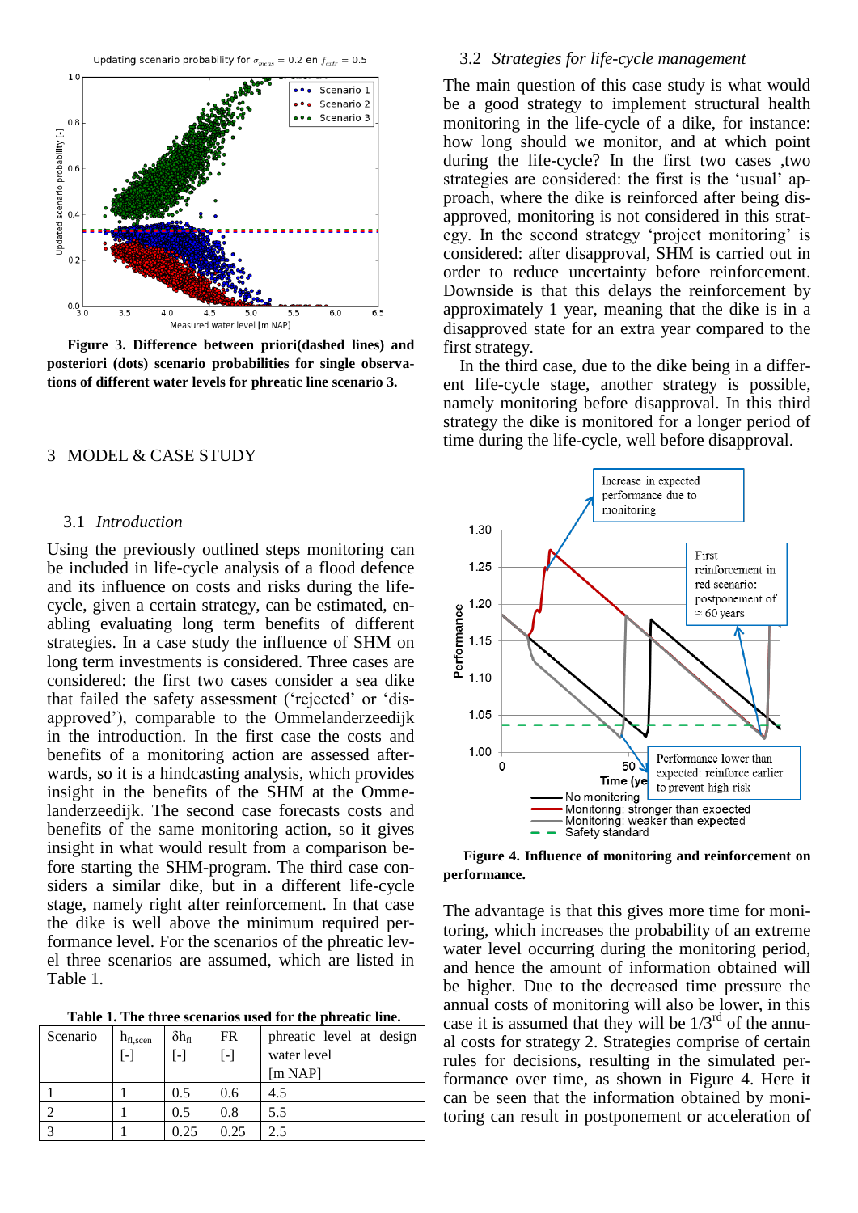**Figure 3. Difference between priori(dashed lines) and posteriori (dots) scenario probabilities for single observations of different water levels for phreatic line scenario 3.**

## 3 MODEL & CASE STUDY

### 3.1 *Introduction*

Using the previously outlined steps monitoring can be included in life-cycle analysis of a flood defence and its influence on costs and risks during the life-cycle, given a certain strategy, can be estimated, enabling evaluating long term benefits of different strategies. In a case study the influence of SHM on long term investments is considered. Three cases are considered: the first two cases consider a sea dike that failed the safety assessment ('rejected' or 'disapproved'), comparable to the Ommelanderzeedijk in the introduction. In the first case the costs and benefits of a monitoring action are assessed afterwards, so it is a hindcasting analysis, which provides insight in the benefits of the SHM at the Ommelanderzeedijk. The second case forecasts costs and benefits of the same monitoring action, so it gives insight in what would result from a comparison before starting the SHM-program. The third case considers a similar dike, but in a different life-cycle stage, namely right after reinforcement. In that case the dike is well above the minimum required performance level. For the scenarios of the phreatic level three scenarios are assumed, which are listed in Table 1.

**Table 1. The three scenarios used for the phreatic line.**

| Scenario | $h_{fl,scen}$ [-] | $\delta h_{fl}$ [-] | FR [-] | phreatic level at design water level [m NAP] |
|---|---|---|---|---|
| 1 | 1 | 0.5 | 0.6 | 4.5 |
| 2 | 1 | 0.5 | 0.8 | 5.5 |
| 3 | 1 | 0.25 | 0.25 | 2.5 |

### 3.2 *Strategies for life-cycle management*

The main question of this case study is what would be a good strategy to implement structural health monitoring in the life-cycle of a dike, for instance: how long should we monitor, and at which point during the life-cycle? In the first two cases ,two strategies are considered: the first is the 'usual' approach, where the dike is reinforced after being disapproved, monitoring is not considered in this strategy. In the second strategy 'project monitoring' is considered: after disapproval, SHM is carried out in order to reduce uncertainty before reinforcement. Downside is that this delays the reinforcement by approximately 1 year, meaning that the dike is in a disapproved state for an extra year compared to the first strategy.

In the third case, due to the dike being in a different life-cycle stage, another strategy is possible, namely monitoring before disapproval. In this third strategy the dike is monitored for a longer period of time during the life-cycle, well before disapproval.

**Figure 4. Influence of monitoring and reinforcement on performance.**

The advantage is that this gives more time for monitoring, which increases the probability of an extreme water level occurring during the monitoring period, and hence the amount of information obtained will be higher. Due to the decreased time pressure the annual costs of monitoring will also be lower, in this case it is assumed that they will be 1/3[rd] of the annual costs for strategy 2. Strategies comprise of certain rules for decisions, resulting in the simulated performance over time, as shown in Figure 4. Here it can be seen that the information obtained by monitoring can result in postponement or acceleration of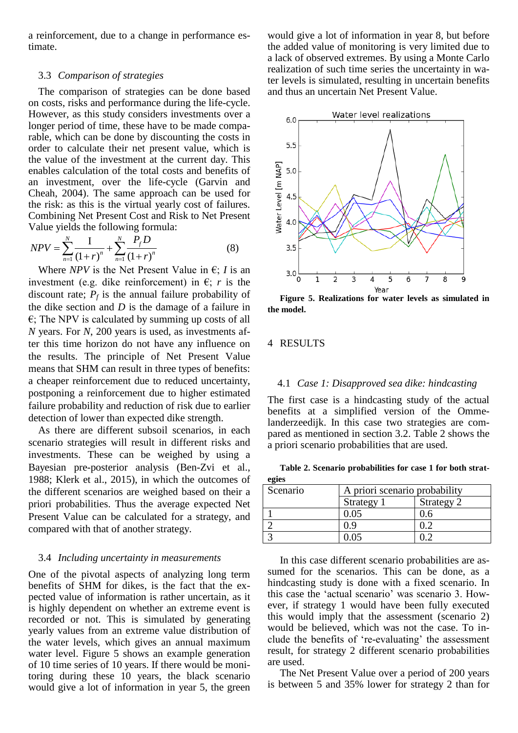a reinforcement, due to a change in performance estimate.

### 3.3 *Comparison of strategies*

The comparison of strategies can be done based on costs, risks and performance during the life-cycle. However, as this study considers investments over a longer period of time, these have to be made comparable, which can be done by discounting the costs in order to calculate their net present value, which is the value of the investment at the current day. This enables calculation of the total costs and benefits of an investment, over the life-cycle (Garvin and Cheah, 2004). The same approach can be used for the risk: as this is the virtual yearly cost of failures. Combining Net Present Cost and Risk to Net Present Value yields the following formula:

$$NPV = \sum_{n=1}^{N} \frac{I}{(1+r)^n} + \sum_{n=1}^{N} \frac{P_f D}{(1+r)^n} \qquad (8)$$

Where *NPV* is the Net Present Value in €; *I* is an investment (e.g. dike reinforcement) in €; *r* is the discount rate; $P_f$ is the annual failure probability of the dike section and *D* is the damage of a failure in €; The NPV is calculated by summing up costs of all *N* years. For *N*, 200 years is used, as investments after this time horizon do not have any influence on the results. The principle of Net Present Value means that SHM can result in three types of benefits: a cheaper reinforcement due to reduced uncertainty, postponing a reinforcement due to higher estimated failure probability and reduction of risk due to earlier detection of lower than expected dike strength.

As there are different subsoil scenarios, in each scenario strategies will result in different risks and investments. These can be weighed by using a Bayesian pre-posterior analysis (Ben-Zvi et al., 1988; Klerk et al., 2015), in which the outcomes of the different scenarios are weighed based on their a priori probabilities. Thus the average expected Net Present Value can be calculated for a strategy, and compared with that of another strategy.

### 3.4 *Including uncertainty in measurements*

One of the pivotal aspects of analyzing long term benefits of SHM for dikes, is the fact that the expected value of information is rather uncertain, as it is highly dependent on whether an extreme event is recorded or not. This is simulated by generating yearly values from an extreme value distribution of the water levels, which gives an annual maximum water level. Figure 5 shows an example generation of 10 time series of 10 years. If there would be monitoring during these 10 years, the black scenario would give a lot of information in year 5, the green would give a lot of information in year 8, but before the added value of monitoring is very limited due to a lack of observed extremes. By using a Monte Carlo realization of such time series the uncertainty in water levels is simulated, resulting in uncertain benefits and thus an uncertain Net Present Value.

**Figure 5. Realizations for water levels as simulated in the model.**

## 4 RESULTS

### 4.1 *Case 1: Disapproved sea dike: hindcasting*

The first case is a hindcasting study of the actual benefits at a simplified version of the Ommelanderzeedijk. In this case two strategies are compared as mentioned in section 3.2. Table 2 shows the a priori scenario probabilities that are used.

**Table 2. Scenario probabilities for case 1 for both strategies**

| Scenario | A priori scenario probability | |
|---|---|---|
| | Strategy 1 | Strategy 2 |
| 1 | 0.05 | 0.6 |
| 2 | 0.9 | 0.2 |
| 3 | 0.05 | 0.2 |

In this case different scenario probabilities are assumed for the scenarios. This can be done, as a hindcasting study is done with a fixed scenario. In this case the 'actual scenario' was scenario 3. However, if strategy 1 would have been fully executed this would imply that the assessment (scenario 2) would be believed, which was not the case. To include the benefits of 're-evaluating' the assessment result, for strategy 2 different scenario probabilities are used.

The Net Present Value over a period of 200 years is between 5 and 35% lower for strategy 2 than for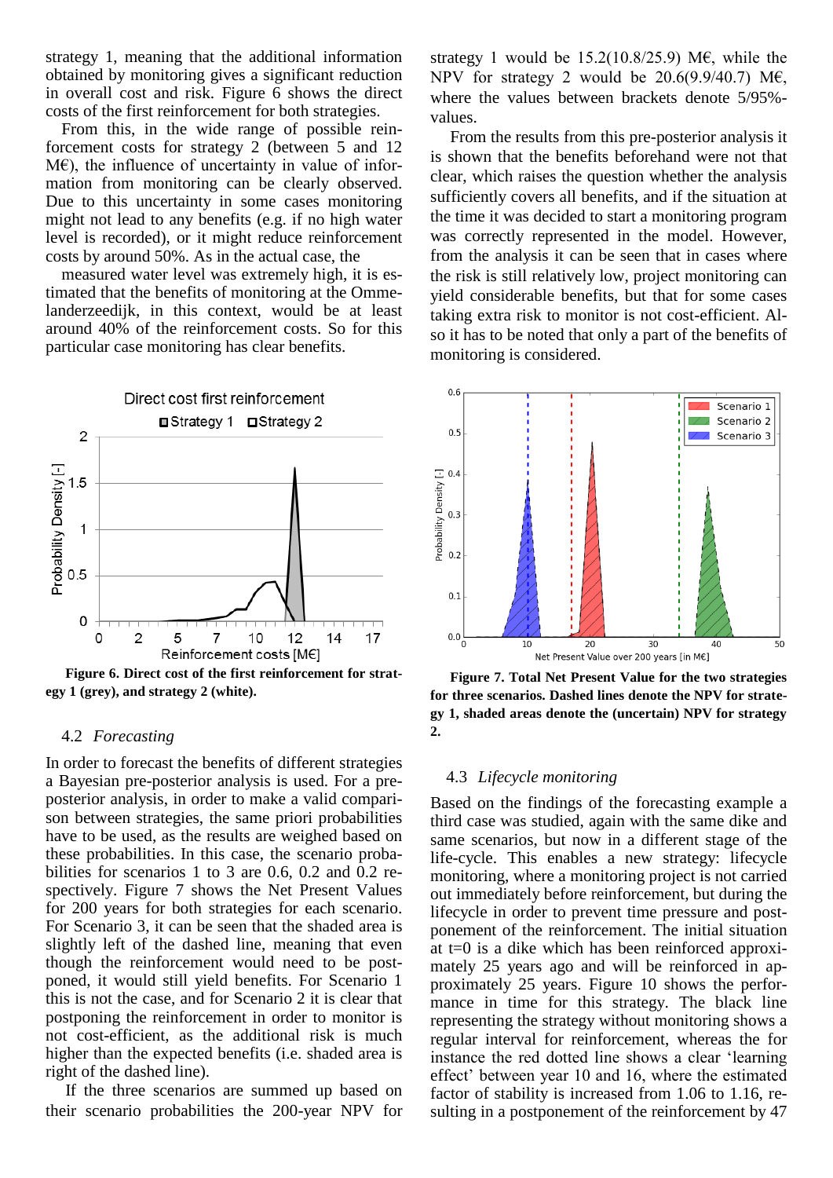strategy 1, meaning that the additional information obtained by monitoring gives a significant reduction in overall cost and risk. Figure 6 shows the direct costs of the first reinforcement for both strategies.

From this, in the wide range of possible reinforcement costs for strategy 2 (between 5 and 12 M€), the influence of uncertainty in value of information from monitoring can be clearly observed. Due to this uncertainty in some cases monitoring might not lead to any benefits (e.g. if no high water level is recorded), or it might reduce reinforcement costs by around 50%. As in the actual case, the measured water level was extremely high, it is estimated that the benefits of monitoring at the Ommelanderzeedijk, in this context, would be at least around 40% of the reinforcement costs. So for this particular case monitoring has clear benefits.

Figure 6. Direct cost of the first reinforcement for strategy 1 (grey), and strategy 2 (white).

## 4.2 *Forecasting*

In order to forecast the benefits of different strategies a Bayesian pre-posterior analysis is used. For a pre-posterior analysis, in order to make a valid comparison between strategies, the same priori probabilities have to be used, as the results are weighed based on these probabilities. In this case, the scenario probabilities for scenarios 1 to 3 are 0.6, 0.2 and 0.2 respectively. Figure 7 shows the Net Present Values for 200 years for both strategies for each scenario. For Scenario 3, it can be seen that the shaded area is slightly left of the dashed line, meaning that even though the reinforcement would need to be postponed, it would still yield benefits. For Scenario 1 this is not the case, and for Scenario 2 it is clear that postponing the reinforcement in order to monitor is not cost-efficient, as the additional risk is much higher than the expected benefits (i.e. shaded area is right of the dashed line).

If the three scenarios are summed up based on their scenario probabilities the 200-year NPV for strategy 1 would be 15.2(10.8/25.9) M€, while the NPV for strategy 2 would be 20.6(9.9/40.7) M€, where the values between brackets denote 5/95%-values.

From the results from this pre-posterior analysis it is shown that the benefits beforehand were not that clear, which raises the question whether the analysis sufficiently covers all benefits, and if the situation at the time it was decided to start a monitoring program was correctly represented in the model. However, from the analysis it can be seen that in cases where the risk is still relatively low, project monitoring can yield considerable benefits, but that for some cases taking extra risk to monitor is not cost-efficient. Also it has to be noted that only a part of the benefits of monitoring is considered.

Figure 7. Total Net Present Value for the two strategies for three scenarios. Dashed lines denote the NPV for strategy 1, shaded areas denote the (uncertain) NPV for strategy 2.

## 4.3 *Lifecycle monitoring*

Based on the findings of the forecasting example a third case was studied, again with the same dike and same scenarios, but now in a different stage of the life-cycle. This enables a new strategy: lifecycle monitoring, where a monitoring project is not carried out immediately before reinforcement, but during the lifecycle in order to prevent time pressure and postponement of the reinforcement. The initial situation at t=0 is a dike which has been reinforced approximately 25 years ago and will be reinforced in approximately 25 years. Figure 10 shows the performance in time for this strategy. The black line representing the strategy without monitoring shows a regular interval for reinforcement, whereas the for instance the red dotted line shows a clear 'learning effect' between year 10 and 16, where the estimated factor of stability is increased from 1.06 to 1.16, resulting in a postponement of the reinforcement by 47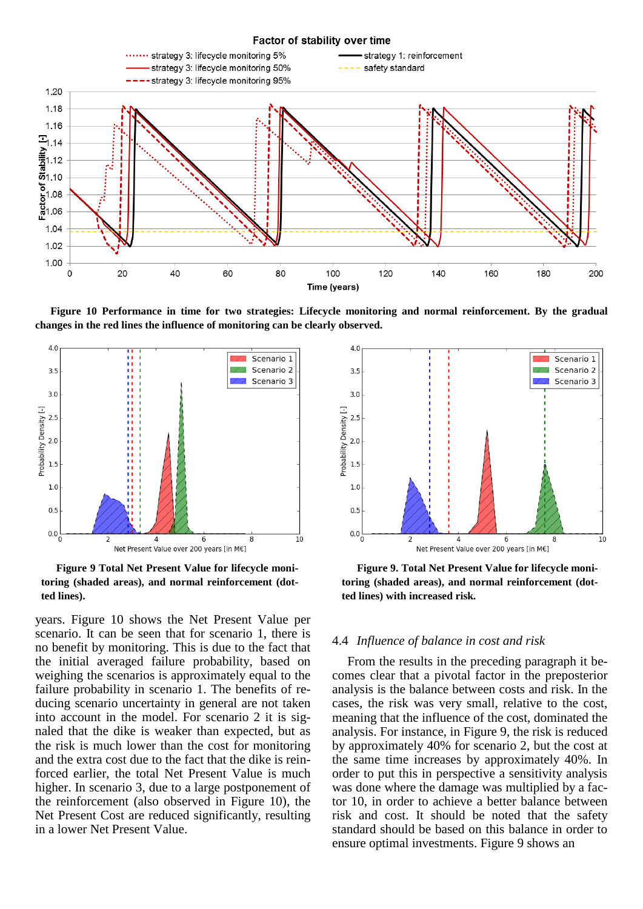**Figure 10 Performance in time for two strategies: Lifecycle monitoring and normal reinforcement. By the gradual changes in the red lines the influence of monitoring can be clearly observed.**

**Figure 9 Total Net Present Value for lifecycle monitoring (shaded areas), and normal reinforcement (dotted lines).**

**Figure 9. Total Net Present Value for lifecycle monitoring (shaded areas), and normal reinforcement (dotted lines) with increased risk.**

years. Figure 10 shows the Net Present Value per scenario. It can be seen that for scenario 1, there is no benefit by monitoring. This is due to the fact that the initial averaged failure probability, based on weighing the scenarios is approximately equal to the failure probability in scenario 1. The benefits of reducing scenario uncertainty in general are not taken into account in the model. For scenario 2 it is signaled that the dike is weaker than expected, but as the risk is much lower than the cost for monitoring and the extra cost due to the fact that the dike is reinforced earlier, the total Net Present Value is much higher. In scenario 3, due to a large postponement of the reinforcement (also observed in Figure 10), the Net Present Cost are reduced significantly, resulting in a lower Net Present Value.

## 4.4 *Influence of balance in cost and risk*

From the results in the preceding paragraph it becomes clear that a pivotal factor in the preposterior analysis is the balance between costs and risk. In the cases, the risk was very small, relative to the cost, meaning that the influence of the cost, dominated the analysis. For instance, in Figure 9, the risk is reduced by approximately 40% for scenario 2, but the cost at the same time increases by approximately 40%. In order to put this in perspective a sensitivity analysis was done where the damage was multiplied by a factor 10, in order to achieve a better balance between risk and cost. It should be noted that the safety standard should be based on this balance in order to ensure optimal investments. Figure 9 shows an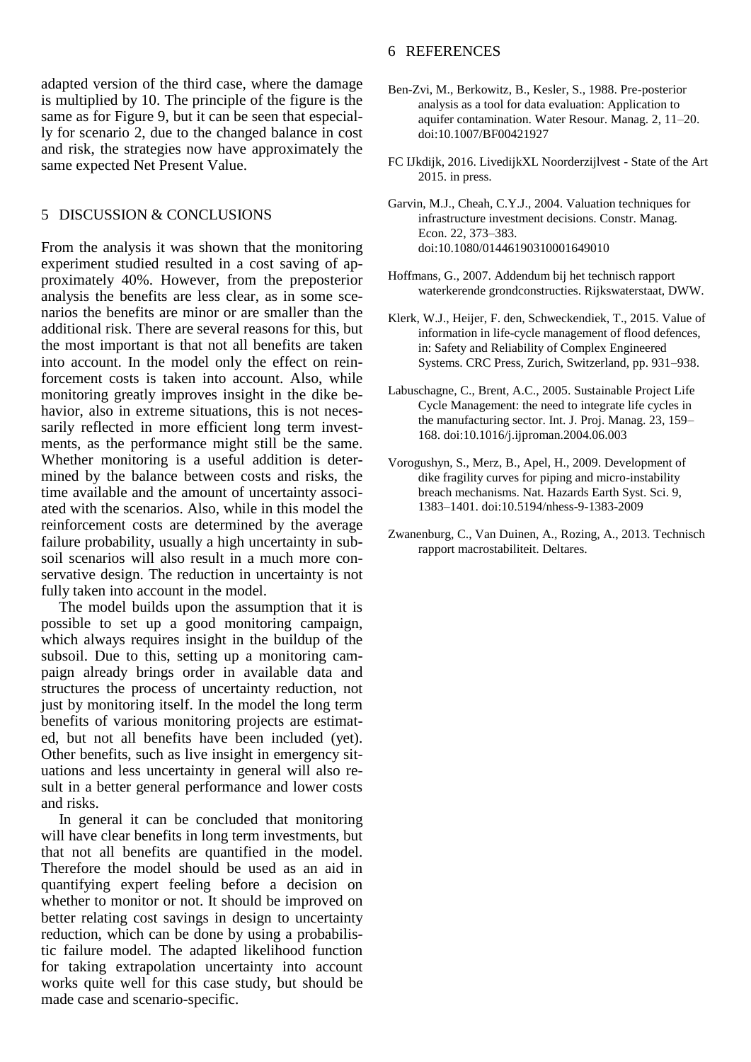adapted version of the third case, where the damage is multiplied by 10. The principle of the figure is the same as for Figure 9, but it can be seen that especially for scenario 2, due to the changed balance in cost and risk, the strategies now have approximately the same expected Net Present Value.

## 5 DISCUSSION & CONCLUSIONS

From the analysis it was shown that the monitoring experiment studied resulted in a cost saving of approximately 40%. However, from the preposterior analysis the benefits are less clear, as in some scenarios the benefits are minor or are smaller than the additional risk. There are several reasons for this, but the most important is that not all benefits are taken into account. In the model only the effect on reinforcement costs is taken into account. Also, while monitoring greatly improves insight in the dike behavior, also in extreme situations, this is not necessarily reflected in more efficient long term investments, as the performance might still be the same. Whether monitoring is a useful addition is determined by the balance between costs and risks, the time available and the amount of uncertainty associated with the scenarios. Also, while in this model the reinforcement costs are determined by the average failure probability, usually a high uncertainty in subsoil scenarios will also result in a much more conservative design. The reduction in uncertainty is not fully taken into account in the model.

The model builds upon the assumption that it is possible to set up a good monitoring campaign, which always requires insight in the buildup of the subsoil. Due to this, setting up a monitoring campaign already brings order in available data and structures the process of uncertainty reduction, not just by monitoring itself. In the model the long term benefits of various monitoring projects are estimated, but not all benefits have been included (yet). Other benefits, such as live insight in emergency situations and less uncertainty in general will also result in a better general performance and lower costs and risks.

In general it can be concluded that monitoring will have clear benefits in long term investments, but that not all benefits are quantified in the model. Therefore the model should be used as an aid in quantifying expert feeling before a decision on whether to monitor or not. It should be improved on better relating cost savings in design to uncertainty reduction, which can be done by using a probabilistic failure model. The adapted likelihood function for taking extrapolation uncertainty into account works quite well for this case study, but should be made case and scenario-specific.

## 6 REFERENCES

Ben-Zvi, M., Berkowitz, B., Kesler, S., 1988. Pre-posterior analysis as a tool for data evaluation: Application to aquifer contamination. Water Resour. Manag. 2, 11–20. doi:10.1007/BF00421927

FC IJkdijk, 2016. LivedijkXL Noorderzijlvest - State of the Art 2015. in press.

Garvin, M.J., Cheah, C.Y.J., 2004. Valuation techniques for infrastructure investment decisions. Constr. Manag. Econ. 22, 373–383. doi:10.1080/01446190310001649010

Hoffmans, G., 2007. Addendum bij het technisch rapport waterkerende grondconstructies. Rijkswaterstaat, DWW.

Klerk, W.J., Heijer, F. den, Schweckendiek, T., 2015. Value of information in life-cycle management of flood defences, in: Safety and Reliability of Complex Engineered Systems. CRC Press, Zurich, Switzerland, pp. 931–938.

Labuschagne, C., Brent, A.C., 2005. Sustainable Project Life Cycle Management: the need to integrate life cycles in the manufacturing sector. Int. J. Proj. Manag. 23, 159–168. doi:10.1016/j.ijproman.2004.06.003

Vorogushyn, S., Merz, B., Apel, H., 2009. Development of dike fragility curves for piping and micro-instability breach mechanisms. Nat. Hazards Earth Syst. Sci. 9, 1383–1401. doi:10.5194/nhess-9-1383-2009

Zwanenburg, C., Van Duinen, A., Rozing, A., 2013. Technisch rapport macrostabiliteit. Deltares.